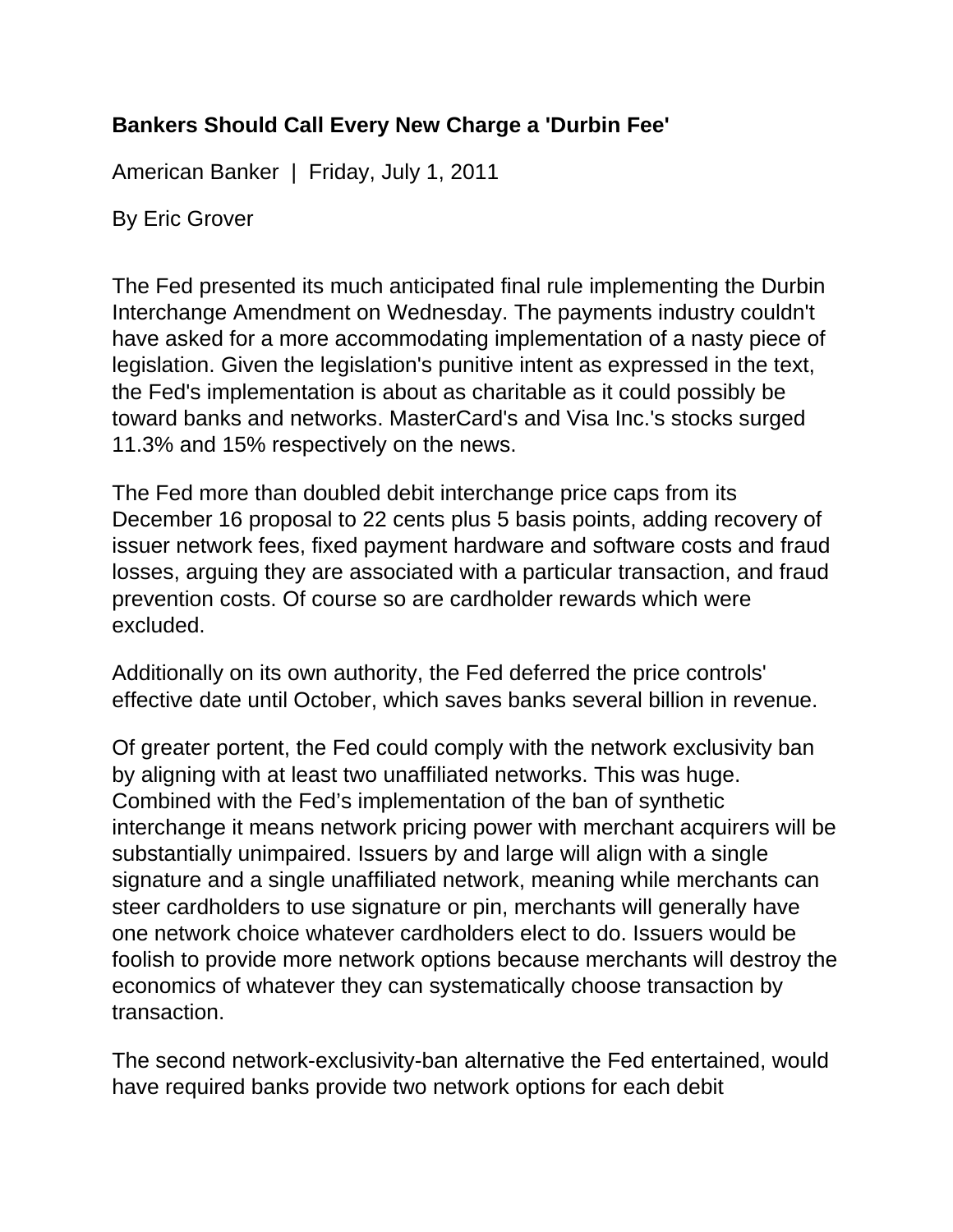**Bankers Should Call Every New Charge a 'Durbin Fee'**

American Banker | Friday, July 1, 2011

By Eric Grover

The Fed presented its much anticipated final rule implementing the Durbin Interchange Amendment on Wednesday. The payments industry couldn't have asked for a more accommodating implementation of a nasty piece of legislation. Given the legislation's punitive intent as expressed in the text, the Fed's implementation is about as charitable as it could possibly be toward banks and networks. MasterCard's and Visa Inc.'s stocks surged 11.3% and 15% respectively on the news.

The Fed more than doubled debit interchange price caps from its December 16 proposal to 22 cents plus 5 basis points, adding recovery of issuer network fees, fixed payment hardware and software costs and fraud losses, arguing they are associated with a particular transaction, and fraud prevention costs. Of course so are cardholder rewards which were excluded.

Additionally on its own authority, the Fed deferred the price controls' effective date until October, which saves banks several billion in revenue.

Of greater portent, the Fed could comply with the network exclusivity ban by aligning with at least two unaffiliated networks. This was huge. Combined with the Fed's implementation of the ban of synthetic interchange it means network pricing power with merchant acquirers will be substantially unimpaired. Issuers by and large will align with a single signature and a single unaffiliated network, meaning while merchants can steer cardholders to use signature or pin, merchants will generally have one network choice whatever cardholders elect to do. Issuers would be foolish to provide more network options because merchants will destroy the economics of whatever they can systematically choose transaction by transaction.

The second network-exclusivity-ban alternative the Fed entertained, would have required banks provide two network options for each debit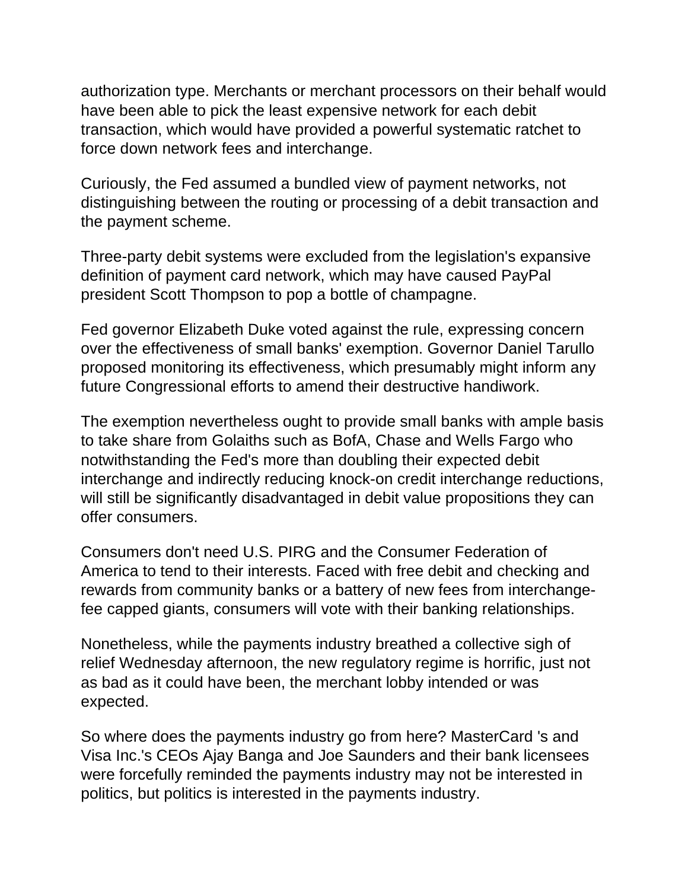authorization type. Merchants or merchant processors on their behalf would have been able to pick the least expensive network for each debit transaction, which would have provided a powerful systematic ratchet to force down network fees and interchange.

Curiously, the Fed assumed a bundled view of payment networks, not distinguishing between the routing or processing of a debit transaction and the payment scheme.

Three-party debit systems were excluded from the legislation's expansive definition of payment card network, which may have caused PayPal president Scott Thompson to pop a bottle of champagne.

Fed governor Elizabeth Duke voted against the rule, expressing concern over the effectiveness of small banks' exemption. Governor Daniel Tarullo proposed monitoring its effectiveness, which presumably might inform any future Congressional efforts to amend their destructive handiwork.

The exemption nevertheless ought to provide small banks with ample basis to take share from Golaiths such as BofA, Chase and Wells Fargo who notwithstanding the Fed's more than doubling their expected debit interchange and indirectly reducing knock-on credit interchange reductions, will still be significantly disadvantaged in debit value propositions they can offer consumers.

Consumers don't need U.S. PIRG and the Consumer Federation of America to tend to their interests. Faced with free debit and checking and rewards from community banks or a battery of new fees from interchange-fee capped giants, consumers will vote with their banking relationships.

Nonetheless, while the payments industry breathed a collective sigh of relief Wednesday afternoon, the new regulatory regime is horrific, just not as bad as it could have been, the merchant lobby intended or was expected.

So where does the payments industry go from here? MasterCard 's and Visa Inc.'s CEOs Ajay Banga and Joe Saunders and their bank licensees were forcefully reminded the payments industry may not be interested in politics, but politics is interested in the payments industry.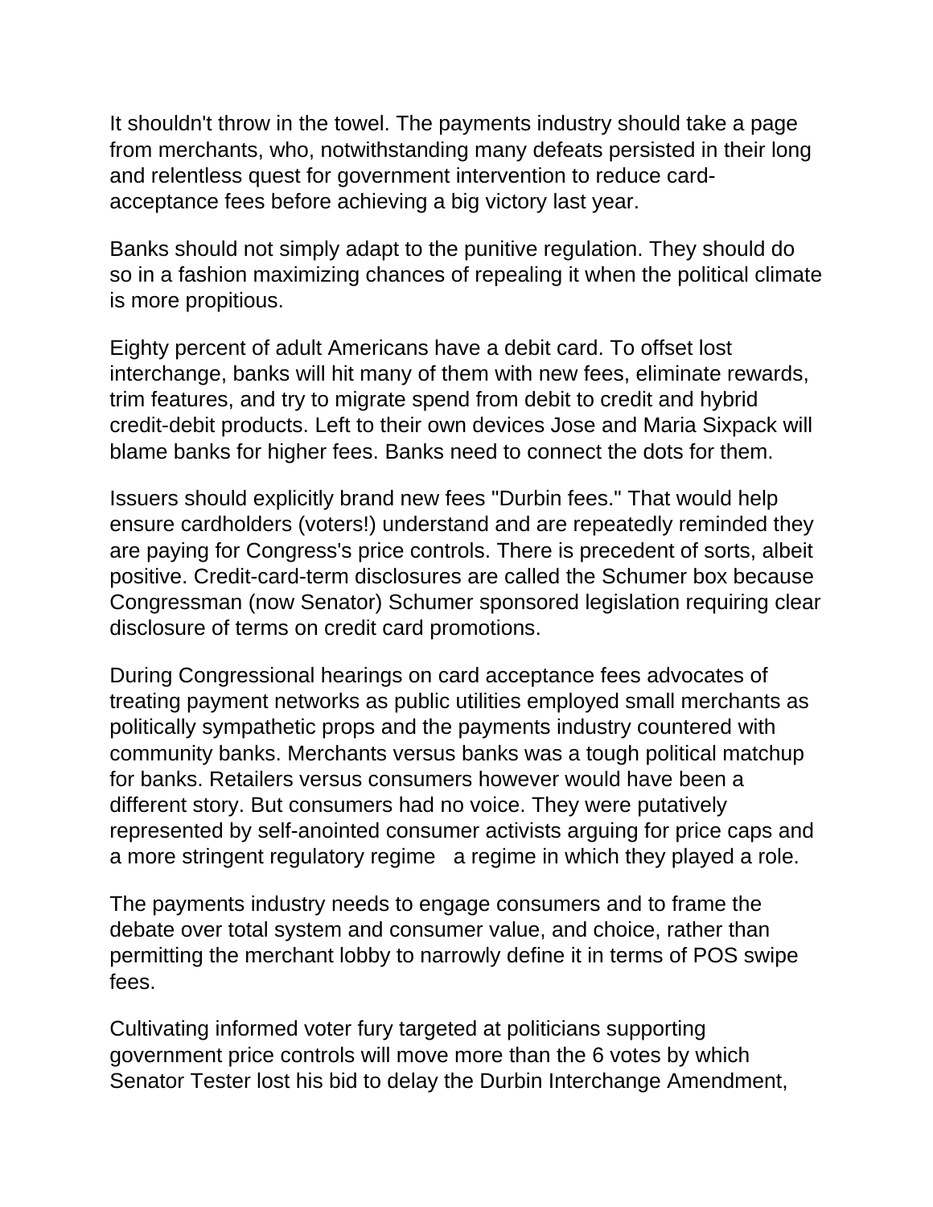It shouldn't throw in the towel. The payments industry should take a page from merchants, who, notwithstanding many defeats persisted in their long and relentless quest for government intervention to reduce card-acceptance fees before achieving a big victory last year.

Banks should not simply adapt to the punitive regulation. They should do so in a fashion maximizing chances of repealing it when the political climate is more propitious.

Eighty percent of adult Americans have a debit card. To offset lost interchange, banks will hit many of them with new fees, eliminate rewards, trim features, and try to migrate spend from debit to credit and hybrid credit-debit products. Left to their own devices Jose and Maria Sixpack will blame banks for higher fees. Banks need to connect the dots for them.

Issuers should explicitly brand new fees "Durbin fees." That would help ensure cardholders (voters!) understand and are repeatedly reminded they are paying for Congress's price controls. There is precedent of sorts, albeit positive. Credit-card-term disclosures are called the Schumer box because Congressman (now Senator) Schumer sponsored legislation requiring clear disclosure of terms on credit card promotions.

During Congressional hearings on card acceptance fees advocates of treating payment networks as public utilities employed small merchants as politically sympathetic props and the payments industry countered with community banks. Merchants versus banks was a tough political matchup for banks. Retailers versus consumers however would have been a different story. But consumers had no voice. They were putatively represented by self-anointed consumer activists arguing for price caps and a more stringent regulatory regime   a regime in which they played a role.

The payments industry needs to engage consumers and to frame the debate over total system and consumer value, and choice, rather than permitting the merchant lobby to narrowly define it in terms of POS swipe fees.

Cultivating informed voter fury targeted at politicians supporting government price controls will move more than the 6 votes by which Senator Tester lost his bid to delay the Durbin Interchange Amendment,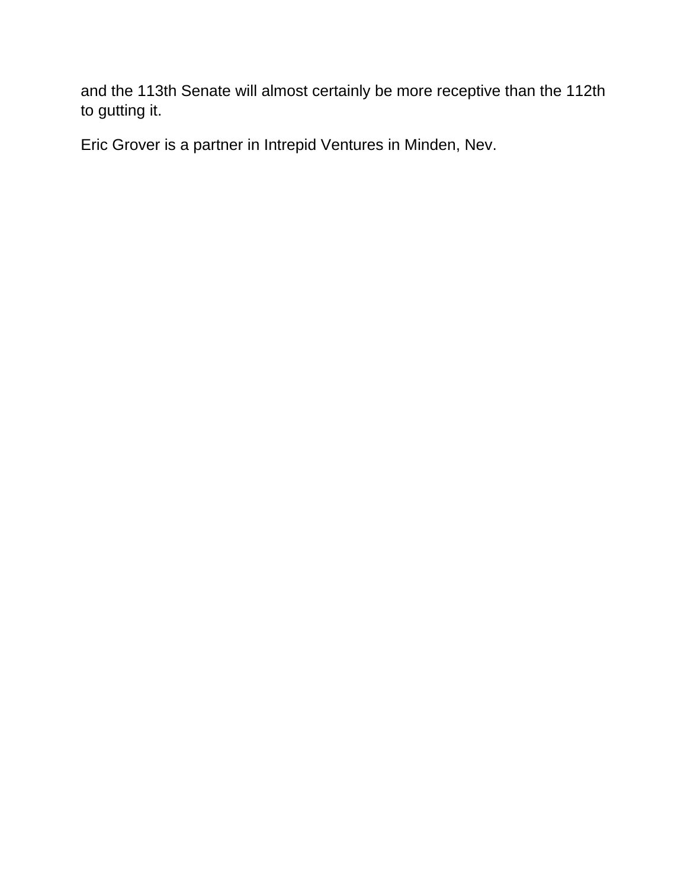and the 113th Senate will almost certainly be more receptive than the 112th to gutting it.

Eric Grover is a partner in Intrepid Ventures in Minden, Nev.